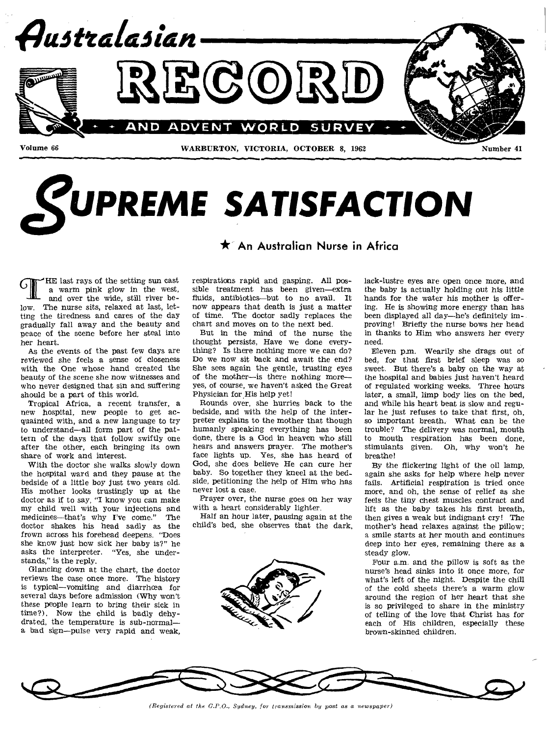# Australasian RECORD

## AND ADVENT WORLD SURVEY

Volume 66 — WARBURTON, VICTORIA, OCTOBER 8, 1962 — Number 41

# SUPREME SATISFACTION

★ An Australian Nurse in Africa

THE last rays of the setting sun cast a warm pink glow in the west, and over the wide, still river below. The nurse sits, relaxed at last, letting the tiredness and cares of the day gradually fall away and the beauty and peace of the scene before her steal into her heart.

As the events of the past few days are reviewed she feels a sense of closeness with the One whose hand created the beauty of the scene she now witnesses and who never designed that sin and suffering should be a part of this world.

Tropical Africa, a recent transfer, a new hospital, new people to get acquainted with, and a new language to try to understand—all form part of the pattern of the days that follow swiftly one after the other, each bringing its own share of work and interest.

With the doctor she walks slowly down the hospital ward and they pause at the bedside of a little boy just two years old. His mother looks trustingly up at the doctor as if to say, "I know you can make my child well with your injections and medicines—that's why I've come." The doctor shakes his head sadly as the frown across his forehead deepens. "Does she know just how sick her baby is?" he asks the interpreter. "Yes, she understands," is the reply.

Glancing down at the chart, the doctor reviews the case once more. The history is typical—vomiting and diarrhœa for several days before admission (Why won't these people learn to bring their sick in time?). Now the child is badly dehydrated, the temperature is sub-normal—a bad sign—pulse very rapid and weak, respirations rapid and gasping. All possible treatment has been given—extra fluids, antibiotics—but to no avail. It now appears that death is just a matter of time. The doctor sadly replaces the chart and moves on to the next bed.

But in the mind of the nurse the thought persists, Have we done everything? Is there nothing more we can do? Do we now sit back and await the end? She sees again the gentle, trusting eyes of the mother—is there nothing more—yes, of course, we haven't asked the Great Physician for His help yet!

Rounds over, she hurries back to the bedside, and with the help of the interpreter explains to the mother that though humanly speaking everything has been done, there is a God in heaven who still hears and answers prayer. The mother's face lights up. Yes, she has heard of God, she does believe He can cure her baby. So together they kneel at the bedside, petitioning the help of Him who has never lost a case.

Prayer over, the nurse goes on her way with a heart considerably lighter.

Half an hour later, pausing again at the child's bed, she observes that the dark, lack-lustre eyes are open once more, and the baby is actually holding out his little hands for the water his mother is offering. He is showing more energy than has been displayed all day—he's definitely improving! Briefly the nurse bows her head in thanks to Him who answers her every need.

Eleven p.m. Wearily she drags out of bed, for that first brief sleep was so sweet. But there's a baby on the way at the hospital and babies just haven't heard of regulated working weeks. Three hours later, a small, limp body lies on the bed, and while his heart beat is slow and regular he just refuses to take that first, oh, so important breath. What can be the trouble? The delivery was normal, mouth to mouth respiration has been done, stimulants given. Oh, why won't he breathe!

By the flickering light of the oil lamp, again she asks for help where help never fails. Artificial respiration is tried once more, and oh, the sense of relief as she feels the tiny chest muscles contract and lift as the baby takes his first breath, then gives a weak but indignant cry! The mother's head relaxes against the pillow; a smile starts at her mouth and continues deep into her eyes, remaining there as a steady glow.

Four a.m. and the pillow is soft as the nurse's head sinks into it once more, for what's left of the night. Despite the chill of the cold sheets there's a warm glow around the region of her heart that she is so privileged to share in the ministry of telling of the love that Christ has for each of His children, especially these brown-skinned children.

*(Registered at the G.P.O., Sydney, for transmission by post as a newspaper)*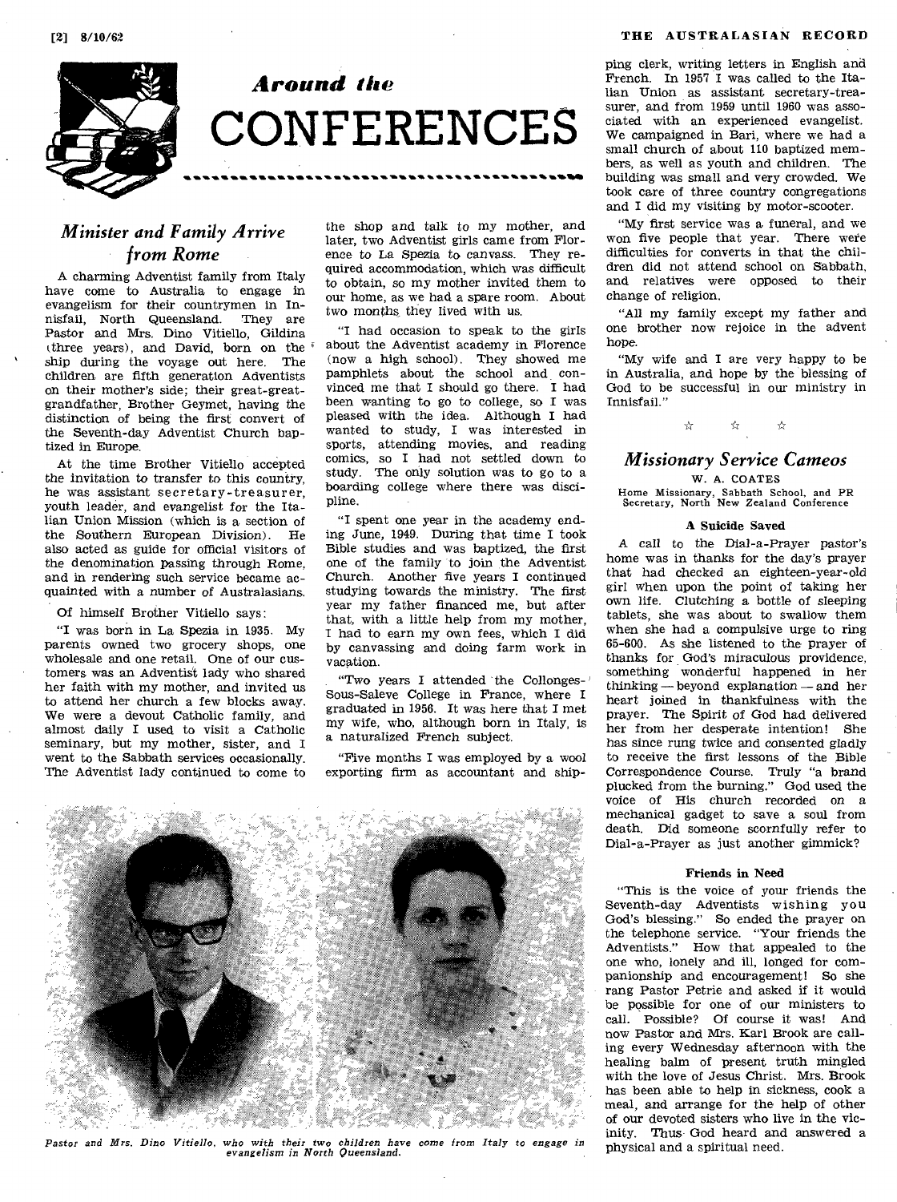# Around the CONFERENCES

## *Minister and Family Arrive from Rome*

A charming Adventist family from Italy have come to Australia to engage in evangelism for their countrymen in Innisfail, North Queensland. They are Pastor and Mrs. Dino Vitiello, Gildina (three years), and David, born on the ship during the voyage out here. The children are fifth generation Adventists on their mother's side; their great-great-grandfather, Brother Geymet, having the distinction of being the first convert of the Seventh-day Adventist Church baptized in Europe.

At the time Brother Vitiello accepted the invitation to transfer to this country, he was assistant secretary-treasurer, youth leader, and evangelist for the Italian Union Mission (which is a section of the Southern European Division). He also acted as guide for official visitors of the denomination passing through Rome, and in rendering such service became acquainted with a number of Australasians.

Of himself Brother Vitiello says:

"I was born in La Spezia in 1935. My parents owned two grocery shops, one wholesale and one retail. One of our customers was an Adventist lady who shared her faith with my mother, and invited us to attend her church a few blocks away. We were a devout Catholic family, and almost daily I used to visit a Catholic seminary, but my mother, sister, and I went to the Sabbath services occasionally. The Adventist lady continued to come to the shop and talk to my mother, and later, two Adventist girls came from Florence to La Spezia to canvass. They required accommodation, which was difficult to obtain, so my mother invited them to our home, as we had a spare room. About two months they lived with us.

"I had occasion to speak to the girls about the Adventist academy in Florence (now a high school). They showed me pamphlets about the school and convinced me that I should go there. I had been wanting to go to college, so I was pleased with the idea. Although I had wanted to study, I was interested in sports, attending movies, and reading comics, so I had not settled down to study. The only solution was to go to a boarding college where there was discipline.

"I spent one year in the academy ending June, 1949. During that time I took Bible studies and was baptized, the first one of the family to join the Adventist Church. Another five years I continued studying towards the ministry. The first year my father financed me, but after that, with a little help from my mother, I had to earn my own fees, which I did by canvassing and doing farm work in vacation.

"Two years I attended the Collonges-Sous-Saleve College in France, where I graduated in 1956. It was here that I met my wife, who, although born in Italy, is a naturalized French subject.

"Five months I was employed by a wool exporting firm as accountant and shipping clerk, writing letters in English and French. In 1957 I was called to the Italian Union as assistant secretary-treasurer, and from 1959 until 1960 was associated with an experienced evangelist. We campaigned in Bari, where we had a small church of about 110 baptized members, as well as youth and children. The building was small and very crowded. We took care of three country congregations and I did my visiting by motor-scooter.

"My first service was a funeral, and we won five people that year. There were difficulties for converts in that the children did not attend school on Sabbath, and relatives were opposed to their change of religion.

"All my family except my father and one brother now rejoice in the advent hope.

"My wife and I are very happy to be in Australia, and hope by the blessing of God to be successful in our ministry in Innisfail."

*Pastor and Mrs. Dino Vitiello, who with their two children have come from Italy to engage in evangelism in North Queensland.*

☆ ☆ ☆

## *Missionary Service Cameos*

W. A. COATES

Home Missionary, Sabbath School, and PR Secretary, North New Zealand Conference

### A Suicide Saved

A call to the Dial-a-Prayer pastor's home was in thanks for the day's prayer that had checked an eighteen-year-old girl when upon the point of taking her own life. Clutching a bottle of sleeping tablets, she was about to swallow them when she had a compulsive urge to ring 65-600. As she listened to the prayer of thanks for God's miraculous providence, something wonderful happened in her thinking — beyond explanation — and her heart joined in thankfulness with the prayer. The Spirit of God had delivered her from her desperate intention! She has since rung twice and consented gladly to receive the first lessons of the Bible Correspondence Course. Truly "a brand plucked from the burning." God used the voice of His church recorded on a mechanical gadget to save a soul from death. Did someone scornfully refer to Dial-a-Prayer as just another gimmick?

### Friends in Need

"This is the voice of your friends the Seventh-day Adventists wishing you God's blessing." So ended the prayer on the telephone service. "Your friends the Adventists." How that appealed to the one who, lonely and ill, longed for companionship and encouragement! So she rang Pastor Petrie and asked if it would be possible for one of our ministers to call. Possible? Of course it was! And now Pastor and Mrs. Karl Brook are calling every Wednesday afternoon with the healing balm of present truth mingled with the love of Jesus Christ. Mrs. Brook has been able to help in sickness, cook a meal, and arrange for the help of other of our devoted sisters who live in the vicinity. Thus God heard and answered a physical and a spiritual need.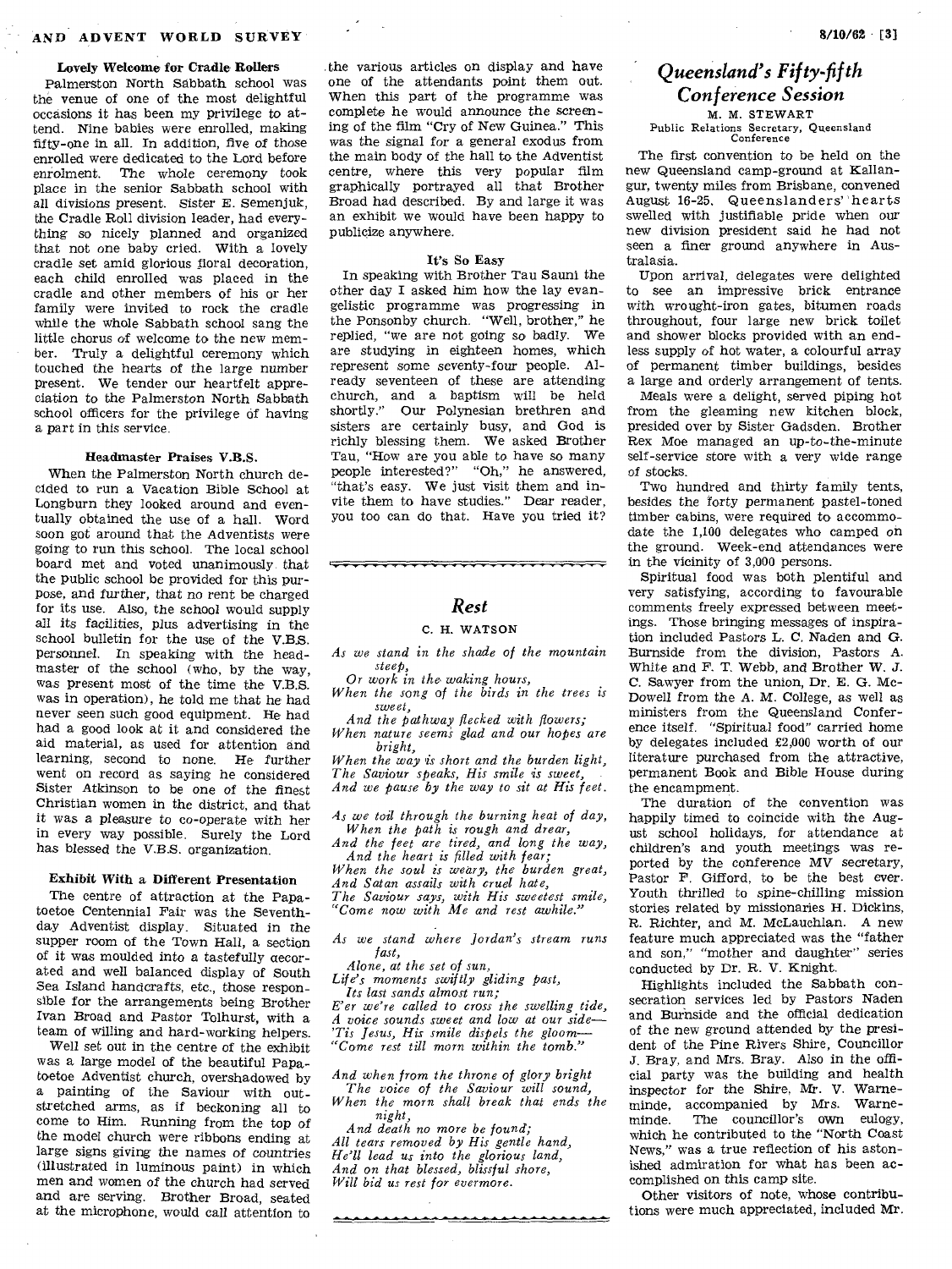### Lovely Welcome for Cradle Rollers

Palmerston North Sabbath school was the venue of one of the most delightful occasions it has been my privilege to attend. Nine babies were enrolled, making fifty-one in all. In addition, five of those enrolled were dedicated to the Lord before enrolment. The whole ceremony took place in the senior Sabbath school with all divisions present. Sister E. Semenjuk, the Cradle Roll division leader, had everything so nicely planned and organized that not one baby cried. With a lovely cradle set amid glorious floral decoration, each child enrolled was placed in the cradle and other members of his or her family were invited to rock the cradle while the whole Sabbath school sang the little chorus of welcome to the new member. Truly a delightful ceremony which touched the hearts of the large number present. We tender our heartfelt appreciation to the Palmerston North Sabbath school officers for the privilege of having a part in this service.

### Headmaster Praises V.B.S.

When the Palmerston North church decided to run a Vacation Bible School at Longburn they looked around and eventually obtained the use of a hall. Word soon got around that the Adventists were going to run this school. The local school board met and voted unanimously that the public school be provided for this purpose, and further, that no rent be charged for its use. Also, the school would supply all its facilities, plus advertising in the school bulletin for the use of the V.B.S. personnel. In speaking with the headmaster of the school (who, by the way, was present most of the time the V.B.S. was in operation), he told me that he had never seen such good equipment. He had had a good look at it and considered the aid material, as used for attention and learning, second to none. He further went on record as saying he considered Sister Atkinson to be one of the finest Christian women in the district, and that it was a pleasure to co-operate with her in every way possible. Surely the Lord has blessed the V.B.S. organization.

### Exhibit With a Different Presentation

The centre of attraction at the Papatoetoe Centennial Fair was the Seventh-day Adventist display. Situated in the supper room of the Town Hall, a section of it was moulded into a tastefully decorated and well balanced display of South Sea Island handcrafts, etc., those responsible for the arrangements being Brother Ivan Broad and Pastor Tolhurst, with a team of willing and hard-working helpers.

Well set out in the centre of the exhibit was a large model of the beautiful Papatoetoe Adventist church, overshadowed by a painting of the Saviour with outstretched arms, as if beckoning all to come to Him. Running from the top of the model church were ribbons ending at large signs giving the names of countries (illustrated in luminous paint) in which men and women of the church had served and are serving. Brother Broad, seated at the microphone, would call attention to the various articles on display and have one of the attendants point them out. When this part of the programme was complete he would announce the screening of the film "Cry of New Guinea." This was the signal for a general exodus from the main body of the hall to the Adventist centre, where this very popular film graphically portrayed all that Brother Broad had described. By and large it was an exhibit we would have been happy to publicize anywhere.

### It's So Easy

In speaking with Brother Tau Sauni the other day I asked him how the lay evangelistic programme was progressing in the Ponsonby church. "Well, brother," he replied, "we are not going so badly. We are studying in eighteen homes, which represent some seventy-four people. Already seventeen of these are attending church, and a baptism will be held shortly." Our Polynesian brethren and sisters are certainly busy, and God is richly blessing them. We asked Brother Tau, "How are you able to have so many people interested?" "Oh," he answered, "that's easy. We just visit them and invite them to have studies." Dear reader, you too can do that. Have you tried it?

## *Rest*

C. H. WATSON

*As we stand in the shade of the mountain steep,*
*Or work in the waking hours,*
*When the song of the birds in the trees is sweet,*
*And the pathway flecked with flowers;*
*When nature seems glad and our hopes are bright,*
*When the way is short and the burden light,*
*The Saviour speaks, His smile is sweet,*
*And we pause by the way to sit at His feet.*

*As we toil through the burning heat of day,*
*When the path is rough and drear,*
*And the feet are tired, and long the way,*
*And the heart is filled with fear;*
*When the soul is weary, the burden great,*
*And Satan assails with cruel hate,*
*The Saviour says, with His sweetest smile,*
*"Come now with Me and rest awhile."*

*As we stand where Jordan's stream runs fast,*
*Alone, at the set of sun,*
*Life's moments swiftly gliding past,*
*Its last sands almost run;*
*E'er we're called to cross the swelling tide,*
*A voice sounds sweet and low at our side—*
*'Tis Jesus, His smile dispels the gloom—*
*"Come rest till morn within the tomb."*

*And when from the throne of glory bright*
*The voice of the Saviour will sound,*
*When the morn shall break that ends the night,*
*And death no more be found;*
*All tears removed by His gentle hand,*
*He'll lead us into the glorious land,*
*And on that blessed, blissful shore,*
*Will bid us rest for evermore.*

## *Queensland's Fifty-fifth Conference Session*

M. M. STEWART
Public Relations Secretary, Queensland Conference

The first convention to be held on the new Queensland camp-ground at Kallangur, twenty miles from Brisbane, convened August 16-25. Queenslanders' hearts swelled with justifiable pride when our new division president said he had not seen a finer ground anywhere in Australasia.

Upon arrival, delegates were delighted to see an impressive brick entrance with wrought-iron gates, bitumen roads throughout, four large new brick toilet and shower blocks provided with an endless supply of hot water, a colourful array of permanent timber buildings, besides a large and orderly arrangement of tents.

Meals were a delight, served piping hot from the gleaming new kitchen block, presided over by Sister Gadsden. Brother Rex Moe managed an up-to-the-minute self-service store with a very wide range of stocks.

Two hundred and thirty family tents, besides the forty permanent pastel-toned timber cabins, were required to accommodate the 1,100 delegates who camped on the ground. Week-end attendances were in the vicinity of 3,000 persons.

Spiritual food was both plentiful and very satisfying, according to favourable comments freely expressed between meetings. Those bringing messages of inspiration included Pastors L. C. Naden and G. Burnside from the division, Pastors A. White and F. T. Webb, and Brother W. J. C. Sawyer from the union, Dr. E. G. McDowell from the A. M. College, as well as ministers from the Queensland Conference itself. "Spiritual food" carried home by delegates included £2,000 worth of our literature purchased from the attractive, permanent Book and Bible House during the encampment.

The duration of the convention was happily timed to coincide with the August school holidays, for attendance at children's and youth meetings was reported by the conference MV secretary, Pastor F. Gifford, to be the best ever. Youth thrilled to spine-chilling mission stories related by missionaries H. Dickins, R. Richter, and M. McLauchlan. A new feature much appreciated was the "father and son," "mother and daughter" series conducted by Dr. R. V. Knight.

Highlights included the Sabbath consecration services led by Pastors Naden and Burnside and the official dedication of the new ground attended by the president of the Pine Rivers Shire, Councillor J. Bray, and Mrs. Bray. Also in the official party was the building and health inspector for the Shire, Mr. V. Warneminde, accompanied by Mrs. Warneminde. The councillor's own eulogy, which he contributed to the "North Coast News," was a true reflection of his astonished admiration for what has been accomplished on this camp site.

Other visitors of note, whose contributions were much appreciated, included Mr.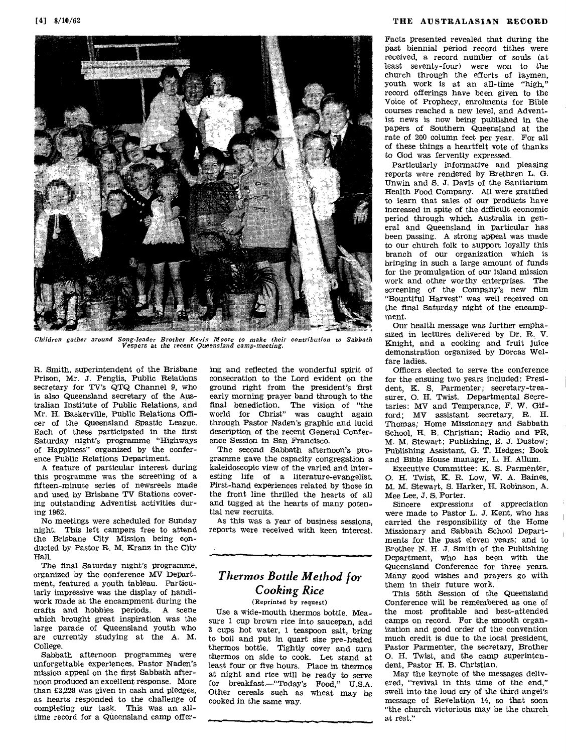*Children gather around Song-leader Brother Kevin Moore to make their contribution to Sabbath Vespers at the recent Queensland camp-meeting.*

R. Smith, superintendent of the Brisbane Prison, Mr. J. Penglis, Public Relations secretary for TV's QTQ Channel 9, who is also Queensland secretary of the Australian Institute of Public Relations, and Mr. H. Baskerville, Public Relations Officer of the Queensland Spastic League. Each of these participated in the first Saturday night's programme "Highways of Happiness" organized by the conference Public Relations Department.

A feature of particular interest during this programme was the screening of a fifteen-minute series of newsreels made and used by Brisbane TV Stations covering outstanding Adventist activities during 1962.

No meetings were scheduled for Sunday night. This left campers free to attend the Brisbane City Mission being conducted by Pastor R. M. Kranz in the City Hall.

The final Saturday night's programme, organized by the conference MV Department, featured a youth tableau. Particularly impressive was the display of handiwork made at the encampment during the crafts and hobbies periods. A scene which brought great inspiration was the large parade of Queensland youth who are currently studying at the A. M. College.

Sabbath afternoon programmes were unforgettable experiences. Pastor Naden's mission appeal on the first Sabbath afternoon produced an excellent response. More than £2,228 was given in cash and pledges, as hearts responded to the challenge of completing our task. This was an all-time record for a Queensland camp offering and reflected the wonderful spirit of consecration to the Lord evident on the ground right from the president's first early morning prayer band through to the final benediction. The vision of "the world for Christ" was caught again through Pastor Naden's graphic and lucid description of the recent General Conference Session in San Francisco.

The second Sabbath afternoon's programme gave the capacity congregation a kaleidoscopic view of the varied and interesting life of a literature-evangelist. First-hand experiences related by those in the front line thrilled the hearts of all and tugged at the hearts of many potential new recruits.

As this was a year of business sessions, reports were received with keen interest.

## *Thermos Bottle Method for Cooking Rice*

(Reprinted by request)

Use a wide-mouth thermos bottle. Measure 1 cup brown rice into saucepan, add 3 cups hot water, 1 teaspoon salt, bring to boil and put in quart size pre-heated thermos bottle. Tightly cover and turn thermos on side to cook. Let stand at least four or five hours. Place in thermos at night and rice will be ready to serve for breakfast.—"Today's Food," U.S.A. Other cereals such as wheat may be cooked in the same way.

Facts presented revealed that during the past biennial period record tithes were received, a record number of souls (at least seventy-four) were won to the church through the efforts of laymen, youth work is at an all-time "high," record offerings have been given to the Voice of Prophecy, enrolments for Bible courses reached a new level, and Adventist news is now being published in the papers of Southern Queensland at the rate of 200 column feet per year. For all of these things a heartfelt vote of thanks to God was fervently expressed.

Particularly informative and pleasing reports were rendered by Brethren L. G. Unwin and S. J. Davis of the Sanitarium Health Food Company. All were gratified to learn that sales of our products have increased in spite of the difficult economic period through which Australia in general and Queensland in particular has been passing. A strong appeal was made to our church folk to support loyally this branch of our organization which is bringing in such a large amount of funds for the promulgation of our island mission work and other worthy enterprises. The screening of the Company's new film "Bountiful Harvest" was well received on the final Saturday night of the encampment.

Our health message was further emphasized in lectures delivered by Dr. R. V. Knight, and a cooking and fruit juice demonstration organized by Dorcas Welfare ladies.

Officers elected to serve the conference for the ensuing two years included: President, K. S. Parmenter; secretary-treasurer, O. H. Twist. Departmental Secretaries: MV and Temperance, F. W. Gifford; MV assistant secretary, R. H. Thomas; Home Missionary and Sabbath School, H. B. Christian; Radio and PR, M. M. Stewart; Publishing, E. J. Dustow; Publishing Assistant, G. T. Hedges; Book and Bible House manager, L. H. Allum.

Executive Committee: K. S. Parmenter, O. H. Twist, K. R. Low, W. A. Baines, M. M. Stewart, S. Harker, H. Robinson, A. Mee Lee, J. S. Porter.

Sincere expressions of appreciation were made to Pastor L. J. Kent, who has carried the responsibility of the Home Missionary and Sabbath School Departments for the past eleven years; and to Brother N. H. J. Smith of the Publishing Department, who has been with the Queensland Conference for three years. Many good wishes and prayers go with them in their future work.

This 55th Session of the Queensland Conference will be remembered as one of the most profitable and best-attended camps on record. For the smooth organization and good order of the convention much credit is due to the local president, Pastor Parmenter, the secretary, Brother O. H. Twist, and the camp superintendent, Pastor H. B. Christian.

May the keynote of the messages delivered, "revival in this time of the end," swell into the loud cry of the third angel's message of Revelation 14, so that soon "the church victorious may be the church at rest."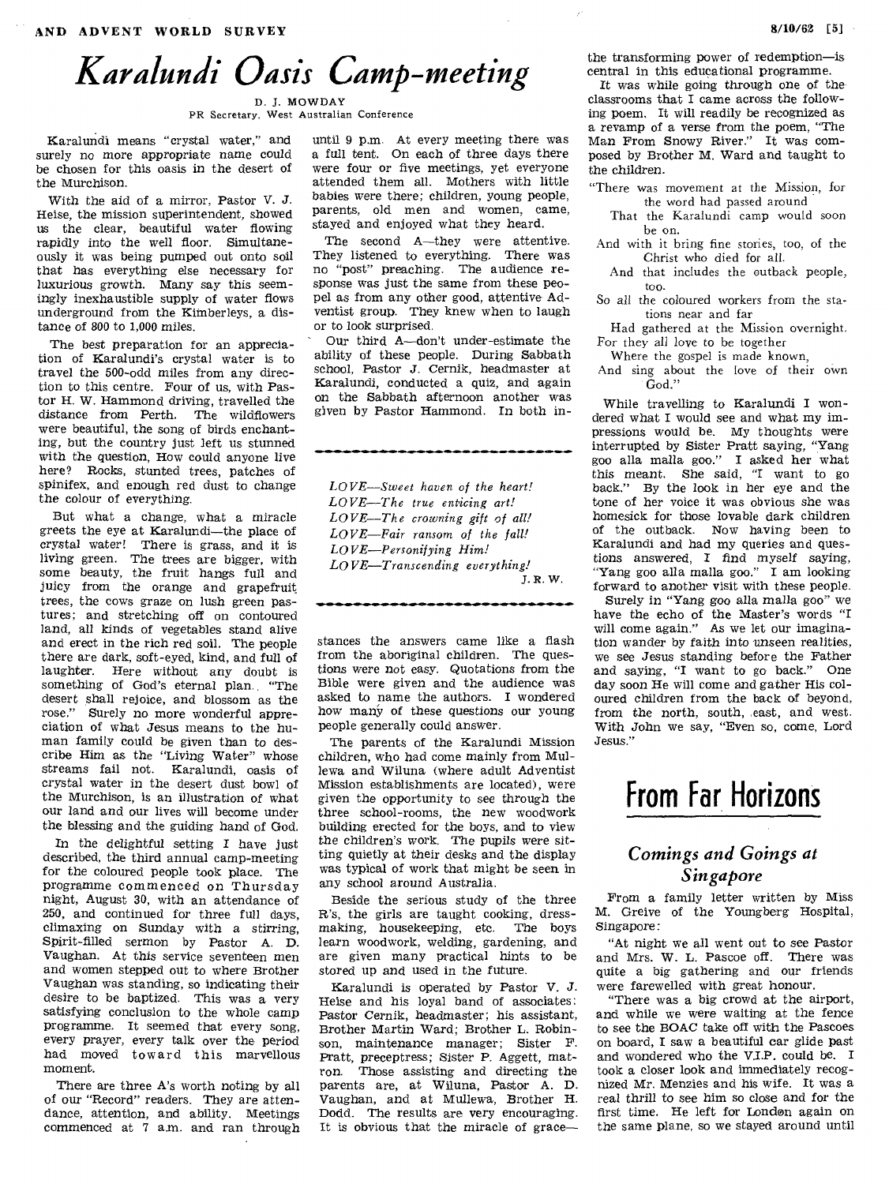# Karalundi Oasis Camp-meeting

D. J. MOWDAY
PR Secretary, West Australian Conference

Karalundi means "crystal water," and surely no more appropriate name could be chosen for this oasis in the desert of the Murchison.

With the aid of a mirror, Pastor V. J. Heise, the mission superintendent, showed us the clear, beautiful water flowing rapidly into the well floor. Simultaneously it was being pumped out onto soil that has everything else necessary for luxurious growth. Many say this seemingly inexhaustible supply of water flows underground from the Kimberleys, a distance of 800 to 1,000 miles.

The best preparation for an appreciation of Karalundi's crystal water is to travel the 500-odd miles from any direction to this centre. Four of us, with Pastor H. W. Hammond driving, travelled the distance from Perth. The wildflowers were beautiful, the song of birds enchanting, but the country just left us stunned with the question, How could anyone live here? Rocks, stunted trees, patches of spinifex, and enough red dust to change the colour of everything.

But what a change, what a miracle greets the eye at Karalundi—the place of crystal water! There is grass, and it is living green. The trees are bigger, with some beauty, the fruit hangs full and juicy from the orange and grapefruit trees, the cows graze on lush green pastures; and stretching off on contoured land, all kinds of vegetables stand alive and erect in the rich red soil. The people there are dark, soft-eyed, kind, and full of laughter. Here without any doubt is something of God's eternal plan. "The desert shall rejoice, and blossom as the rose." Surely no more wonderful appreciation of what Jesus means to the human family could be given than to describe Him as the "Living Water" whose streams fail not. Karalundi, oasis of crystal water in the desert dust bowl of the Murchison, is an illustration of what our land and our lives will become under the blessing and the guiding hand of God.

In the delightful setting I have just described, the third annual camp-meeting for the coloured people took place. The programme commenced on Thursday night, August 30, with an attendance of 250, and continued for three full days, climaxing on Sunday with a stirring, Spirit-filled sermon by Pastor A. D. Vaughan. At this service seventeen men and women stepped out to where Brother Vaughan was standing, so indicating their desire to be baptized. This was a very satisfying conclusion to the whole camp programme. It seemed that every song, every prayer, every talk over the period had moved toward this marvellous moment.

There are three A's worth noting by all of our "Record" readers. They are attendance, attention, and ability. Meetings commenced at 7 a.m. and ran through until 9 p.m. At every meeting there was a full tent. On each of three days there were four or five meetings, yet everyone attended them all. Mothers with little babies were there; children, young people, parents, old men and women, came, stayed and enjoyed what they heard.

The second A—they were attentive. They listened to everything. There was no "post" preaching. The audience response was just the same from these peopel as from any other good, attentive Adventist group. They knew when to laugh or to look surprised.

Our third A—don't under-estimate the ability of these people. During Sabbath school, Pastor J. Cernik, headmaster at Karalundi, conducted a quiz, and again on the Sabbath afternoon another was given by Pastor Hammond. In both instances the answers came like a flash from the aboriginal children. The questions were not easy. Quotations from the Bible were given and the audience was asked to name the authors. I wondered how many of these questions our young people generally could answer.

The parents of the Karalundi Mission children, who had come mainly from Mullewa and Wiluna (where adult Adventist Mission establishments are located), were given the opportunity to see through the three school-rooms, the new woodwork building erected for the boys, and to view the children's work. The pupils were sitting quietly at their desks and the display was typical of work that might be seen in any school around Australia.

Beside the serious study of the three R's, the girls are taught cooking, dressmaking, housekeeping, etc. The boys learn woodwork, welding, gardening, and are given many practical hints to be stored up and used in the future.

Karalundi is operated by Pastor V. J. Heise and his loyal band of associates: Pastor Cernik, headmaster; his assistant, Brother Martin Ward; Brother L. Robinson, maintenance manager; Sister F. Pratt, preceptress; Sister P. Aggett, matron. Those assisting and directing the parents are, at Wiluna, Pastor A. D. Vaughan, and at Mullewa, Brother H. Dodd. The results are very encouraging. It is obvious that the miracle of grace—the transforming power of redemption—is central in this educational programme.

It was while going through one of the classrooms that I came across the following poem. It will readily be recognized as a revamp of a verse from the poem, "The Man From Snowy River." It was composed by Brother M. Ward and taught to the children.

"There was movement at the Mission, for the word had passed around
That the Karalundi camp would soon be on.
And with it bring fine stories, too, of the Christ who died for all.
And that includes the outback people, too.
So all the coloured workers from the stations near and far
Had gathered at the Mission overnight.
For they all love to be together
Where the gospel is made known,
And sing about the love of their own God."

While travelling to Karalundi I wondered what I would see and what my impressions would be. My thoughts were interrupted by Sister Pratt saying, "Yang goo alla malla goo." I asked her what this meant. She said, "I want to go back." By the look in her eye and the tone of her voice it was obvious she was homesick for those lovable dark children of the outback. Now having been to Karalundi and had my queries and questions answered, I find myself saying, "Yang goo alla malla goo." I am looking forward to another visit with these people.

Surely in "Yang goo alla malla goo" we have the echo of the Master's words "I will come again." As we let our imagination wander by faith into unseen realities, we see Jesus standing before the Father and saying, "I want to go back." One day soon He will come and gather His coloured children from the back of beyond, from the north, south, east, and west. With John we say, "Even so, come, Lord Jesus."

---

*LOVE—Sweet haven of the heart!*
*LOVE—The true enticing art!*
*LOVE—The crowning gift of all!*
*LOVE—Fair ransom of the fall!*
*LOVE—Personifying Him!*
*LOVE—Transcending everything!*

J. R. W.

---

# From Far Horizons

## Comings and Goings at Singapore

From a family letter written by Miss M. Greive of the Youngberg Hospital, Singapore:

"At night we all went out to see Pastor and Mrs. W. L. Pascoe off. There was quite a big gathering and our friends were farewelled with great honour.

"There was a big crowd at the airport, and while we were waiting at the fence to see the BOAC take off with the Pascoes on board, I saw a beautiful car glide past and wondered who the V.I.P. could be. I took a closer look and immediately recognized Mr. Menzies and his wife. It was a real thrill to see him so close and for the first time. He left for London again on the same plane, so we stayed around until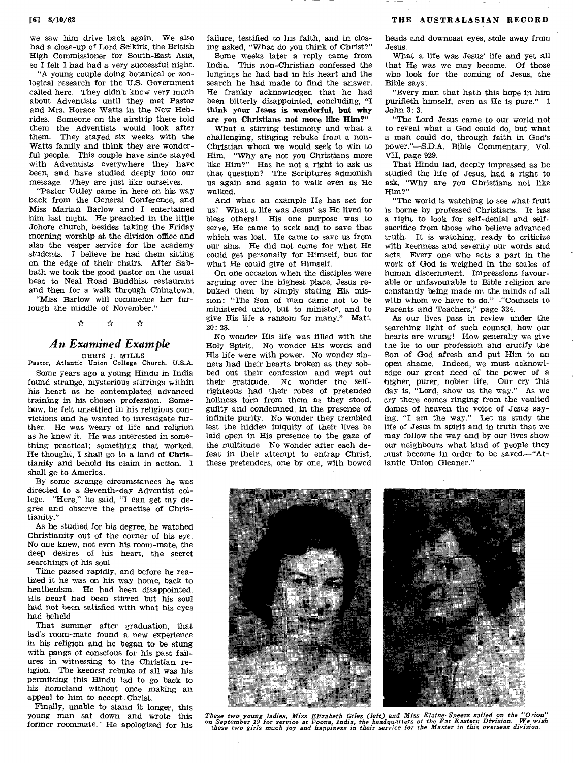we saw him drive back again. We also had a close-up of Lord Selkirk, the British High Commissioner for South-East Asia, so I felt I had had a very successful night.

"A young couple doing botanical or zoological research for the U.S. Government called here. They didn't know very much about Adventists until they met Pastor and Mrs. Horace Watts in the New Hebrides. Someone on the airstrip there told them the Adventists would look after them. They stayed six weeks with the Watts family and think they are wonderful people. This couple have since stayed with Adventists everywhere they have been, and have studied deeply into our message. They are just like ourselves.

"Pastor Uttley came in here on his way back from the General Conference, and Miss Marian Barlow and I entertained him last night. He preached in the little Johore church, besides taking the Friday morning worship at the division office and also the vesper service for the academy students. I believe he had them sitting on the edge of their chairs. After Sabbath we took the good pastor on the usual beat to Neal Road Buddhist restaurant and then for a walk through Chinatown.

"Miss Barlow will commence her furlough the middle of November."

☆ ☆ ☆

## *An Examined Example*

ORRIS J. MILLS
Pastor, Atlantic Union College Church, U.S.A.

Some years ago a young Hindu in India found strange, mysterious stirrings within his heart as he contemplated advanced training in his chosen profession. Somehow, he felt unsettled in his religious convictions and he wanted to investigate further. He was weary of life and religion as he knew it. He was interested in something practical; something that worked. He thought, I shall go to a land of **Christianity** and behold its claim in action. I shall go to America.

By some strange circumstances he was directed to a Seventh-day Adventist college. "Here," he said, "I can get my degree and observe the practise of Christianity."

As he studied for his degree, he watched Christianity out of the corner of his eye. No one knew, not even his room-mate, the deep desires of his heart, the secret searchings of his soul.

Time passed rapidly, and before he realized it he was on his way home, back to heathenism. He had been disappointed. His heart had been stirred but his soul had not been satisfied with what his eyes had beheld.

That summer after graduation, that lad's room-mate found a new experience in his religion and he began to be stung with pangs of conscious for his past failures in witnessing to the Christian religion. The keenest rebuke of all was his permitting this Hindu lad to go back to his homeland without once making an appeal to him to accept Christ.

Finally, unable to stand it longer, this young man sat down and wrote this former roommate. He apologized for his failure, testified to his faith, and in closing asked, "What do you think of Christ?"

Some weeks later a reply came from India. This non-Christian confessed the longings he had had in his heart and the search he had made to find the answer. He frankly acknowledged that he had been bitterly disappointed, concluding, **"I think your Jesus is wonderful, but why are you Christians not more like Him?"**

What a stirring testimony and what a challenging, stinging rebuke from a non-Christian whom we would seek to win to Him. "Why are not you Christians more like Him?" Has he not a right to ask us that question? The Scriptures admonish us again and again to walk even as He walked.

And what an example He has set for us! What a life was Jesus' as He lived to bless others! His one purpose was to serve, He came to seek and to save that which was lost. He came to save us from our sins. He did not come for what He could get personally for Himself, but for what He could give of Himself.

On one occasion when the disciples were arguing over the highest place, Jesus rebuked them by simply stating His mission: "The Son of man came not to be ministered unto, but to minister, and to give His life a ransom for many." Matt. 20: 28.

No wonder His life was filled with the Holy Spirit. No wonder His words and His life were with power. No wonder sinners had their hearts broken as they sobbed out their confession and wept out their gratitude. No wonder the self-righteous had their robes of pretended holiness torn from them as they stood, guilty and condemned, in the presence of infinite purity. No wonder they trembled lest the hidden iniquity of their lives be laid open in His presence to the gaze of the multitude. No wonder after each defeat in their attempt to entrap Christ, these pretenders, one by one, with bowed heads and downcast eyes, stole away from Jesus.

What a life was Jesus' life and yet all that He was we may become. Of those who look for the coming of Jesus, the Bible says:

"Every man that hath this hope in him purifieth himself, even as He is pure." 1 John 3: 3.

"The Lord Jesus came to our world not to reveal what a God could do, but what a man could do, through faith in God's power."—S.D.A. Bible Commentary, Vol. VII, page 929.

That Hindu lad, deeply impressed as he studied the life of Jesus, had a right to ask, "Why are you Christians not like Him?"

"The world is watching to see what fruit is borne by professed Christians. It has a right to look for self-denial and self-sacrifice from those who believe advanced truth. It is watching, ready to criticize with keenness and severity our words and acts. Every one who acts a part in the work of God is weighed in the scales of human discernment. Impressions favourable or unfavourable to Bible religion are constantly being made on the minds of all with whom we have to do."—"Counsels to Parents and Teachers," page 324.

As our lives pass in review under the searching light of such counsel, how our hearts are wrung! How generally we give the lie to our profession and crucify the Son of God afresh and put Him to an open shame. Indeed, we must acknowledge our great need of the power of a higher, purer, nobler life. Our cry this day is, "Lord, show us the way." As we cry there comes ringing from the vaulted domes of heaven the voice of Jesus saying, "I am the way." Let us study the life of Jesus in spirit and in truth that we may follow the way and by our lives show our neighbours what kind of people they must become in order to be saved.—"Atlantic Union Gleaner."

*These two young ladies, Miss Elizabeth Giles (left) and Miss Elaine Speers sailed on the "Orion" on September 19 for service at Poona, India, the headquarters of the Far Eastern Division. We wish these two girls much joy and happiness in their service for the Master in this overseas division.*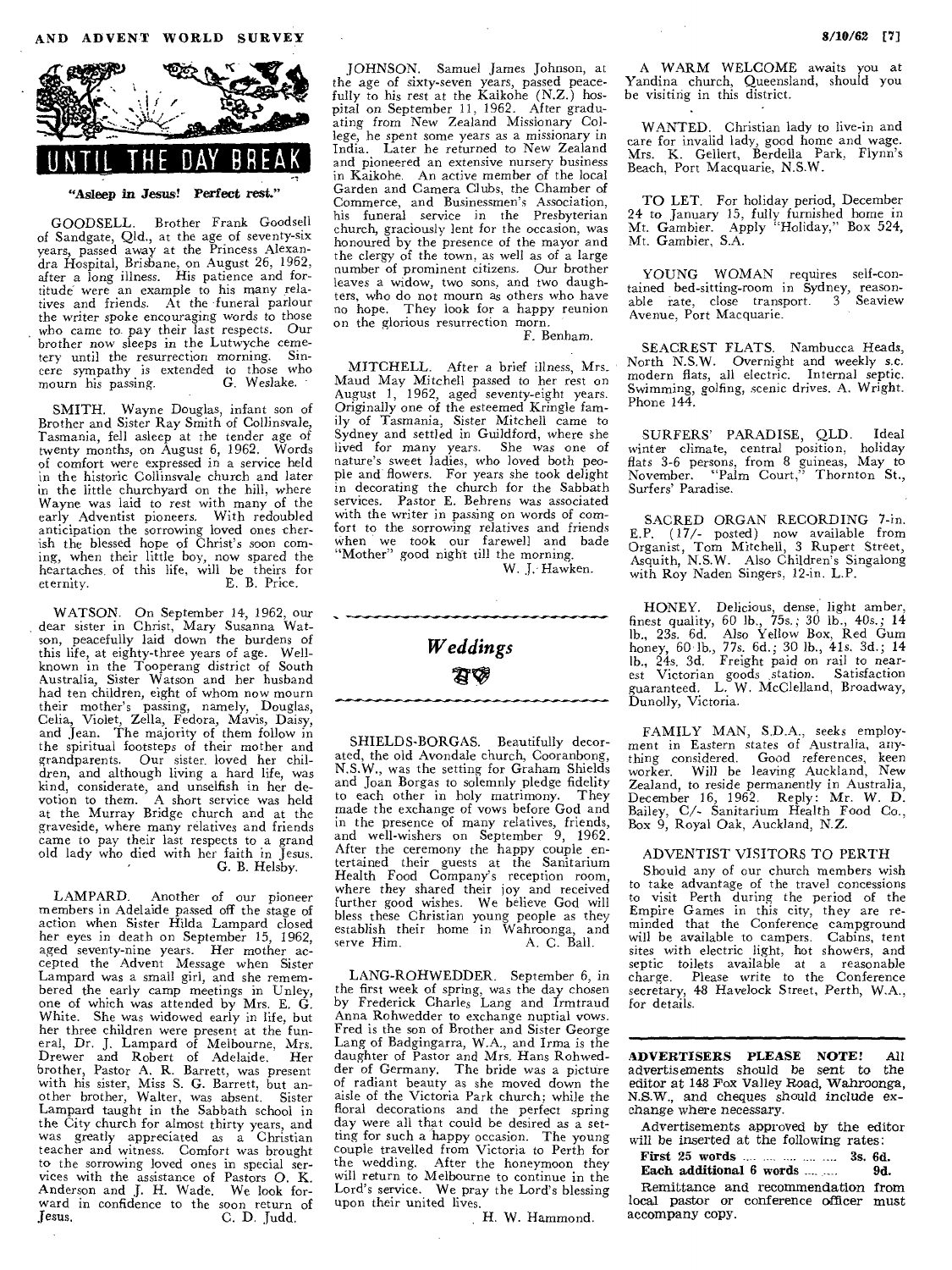## UNTIL THE DAY BREAK

**"Asleep in Jesus! Perfect rest."**

GOODSELL. Brother Frank Goodsell of Sandgate, Qld., at the age of seventy-six years, passed away at the Princess Alexandra Hospital, Brisbane, on August 26, 1962, after a long illness. His patience and fortitude were an example to his many relatives and friends. At the funeral parlour the writer spoke encouraging words to those who came to pay their last respects. Our brother now sleeps in the Lutwyche cemetery until the resurrection morning. Sincere sympathy is extended to those who mourn his passing. G. Weslake.

SMITH. Wayne Douglas, infant son of Brother and Sister Ray Smith of Collinsvale, Tasmania, fell asleep at the tender age of twenty months, on August 6, 1962. Words of comfort were expressed in a service held in the historic Collinsvale church and later in the little churchyard on the hill, where Wayne was laid to rest with many of the early Adventist pioneers. With redoubled anticipation the sorrowing loved ones cherish the blessed hope of Christ's soon coming, when their little boy, now spared the heartaches of this life, will be theirs for eternity. E. B. Price.

WATSON. On September 14, 1962, our dear sister in Christ, Mary Susanna Watson, peacefully laid down the burdens of this life, at eighty-three years of age. Well-known in the Tooperang district of South Australia, Sister Watson and her husband had ten children, eight of whom now mourn their mother's passing, namely, Douglas, Celia, Violet, Zella, Fedora, Mavis, Daisy, and Jean. The majority of them follow in the spiritual footsteps of their mother and grandparents. Our sister loved her children, and although living a hard life, was kind, considerate, and unselfish in her devotion to them. A short service was held at the Murray Bridge church and at the graveside, where many relatives and friends came to pay their last respects to a grand old lady who died with her faith in Jesus. G. B. Helsby.

LAMPARD. Another of our pioneer members in Adelaide passed off the stage of action when Sister Hilda Lampard closed her eyes in death on September 15, 1962, aged seventy-nine years. Her mother accepted the Advent Message when Sister Lampard was a small girl, and she remembered the early camp meetings in Unley, one of which was attended by Mrs. E. G. White. She was widowed early in life, but her three children were present at the funeral, Dr. J. Lampard of Melbourne, Mrs. Drewer and Robert of Adelaide. Her brother, Pastor A. R. Barrett, was present with his sister, Miss S. G. Barrett, but another brother, Walter, was absent. Sister Lampard taught in the Sabbath school in the City church for almost thirty years, and was greatly appreciated as a Christian teacher and witness. Comfort was brought to the sorrowing loved ones in special services with the assistance of Pastors O. K. Anderson and J. H. Wade. We look forward in confidence to the soon return of Jesus. C. D. Judd.

JOHNSON. Samuel James Johnson, at the age of sixty-seven years, passed peacefully to his rest at the Kaikohe (N.Z.) hospital on September 11, 1962. After graduating from New Zealand Missionary College, he spent some years as a missionary in India. Later he returned to New Zealand and pioneered an extensive nursery business in Kaikohe. An active member of the local Garden and Camera Clubs, the Chamber of Commerce, and Businessmen's Association, his funeral service in the Presbyterian church, graciously lent for the occasion, was honoured by the presence of the mayor and the clergy of the town, as well as of a large number of prominent citizens. Our brother leaves a widow, two sons, and two daughters, who do not mourn as others who have no hope. They look for a happy reunion on the glorious resurrection morn. F. Benham.

MITCHELL. After a brief illness, Mrs. Maud May Mitchell passed to her rest on August 1, 1962, aged seventy-eight years. Originally one of the esteemed Kringle family of Tasmania, Sister Mitchell came to Sydney and settled in Guildford, where she lived for many years. She was one of nature's sweet ladies, who loved both people and flowers. For years she took delight in decorating the church for the Sabbath services. Pastor E. Behrens was associated with the writer in passing on words of comfort to the sorrowing relatives and friends when we took our farewell and bade "Mother" good night till the morning. W. J. Hawken.

## *Weddings*

SHIELDS-BORGAS. Beautifully decorated, the old Avondale church, Cooranbong, N.S.W., was the setting for Graham Shields and Joan Borgas to solemnly pledge fidelity to each other in holy matrimony. They made the exchange of vows before God and in the presence of many relatives, friends, and well-wishers on September 9, 1962. After the ceremony the happy couple entertained their guests at the Sanitarium Health Food Company's reception room, where they shared their joy and received further good wishes. We believe God will bless these Christian young people as they establish their home in Wahroonga, and serve Him. A. C. Ball.

LANG-ROHWEDDER. September 6, in the first week of spring, was the day chosen by Frederick Charles Lang and Irmtraud Anna Rohwedder to exchange nuptial vows. Fred is the son of Brother and Sister George Lang of Badgingarra, W.A., and Irma is the daughter of Pastor and Mrs. Hans Rohwedder of Germany. The bride was a picture of radiant beauty as she moved down the aisle of the Victoria Park church; while the floral decorations and the perfect spring day were all that could be desired as a setting for such a happy occasion. The young couple travelled from Victoria to Perth for the wedding. After the honeymoon they will return to Melbourne to continue in the Lord's service. We pray the Lord's blessing upon their united lives. H. W. Hammond.

A WARM WELCOME awaits you at Yandina church, Queensland, should you be visiting in this district.

WANTED. Christian lady to live-in and care for invalid lady, good home and wage. Mrs. K. Gellert, Berdella Park, Flynn's Beach, Port Macquarie, N.S.W.

TO LET. For holiday period, December 24 to January 15, fully furnished home in Mt. Gambier. Apply "Holiday," Box 524, Mt. Gambier, S.A.

YOUNG WOMAN requires self-contained bed-sitting-room in Sydney, reasonable rate, close transport. 3 Seaview Avenue, Port Macquarie.

SEACREST FLATS. Nambucca Heads, North N.S.W. Overnight and weekly s.c. modern flats, all electric. Internal septic. Swimming, golfing, scenic drives. A. Wright. Phone 144.

SURFERS' PARADISE, QLD. Ideal winter climate, central position, holiday flats 3-6 persons, from 8 guineas, May to November. "Palm Court," Thornton St., Surfers' Paradise.

SACRED ORGAN RECORDING 7-in. E.P. (17/- posted) now available from Organist, Tom Mitchell, 3 Rupert Street, Asquith, N.S.W. Also Children's Singalong with Roy Naden Singers, 12-in. L.P.

HONEY. Delicious, dense, light amber, finest quality, 60 lb., 75s.; 30 lb., 40s.; 14 lb., 23s. 6d. Also Yellow Box, Red Gum honey, 60 lb., 77s. 6d.; 30 lb., 41s. 3d.; 14 lb., 24s. 3d. Freight paid on rail to nearest Victorian goods station. Satisfaction guaranteed. L. W. McClelland, Broadway, Dunolly, Victoria.

FAMILY MAN, S.D.A., seeks employment in Eastern states of Australia, anything considered. Good references, keen worker. Will be leaving Auckland, New Zealand, to reside permanently in Australia, December 16, 1962. Reply: Mr. W. D. Bailey, C/- Sanitarium Health Food Co., Box 9, Royal Oak, Auckland, N.Z.

ADVENTIST VISITORS TO PERTH

Should any of our church members wish to take advantage of the travel concessions to visit Perth during the period of the Empire Games in this city, they are reminded that the Conference campground will be available to campers. Cabins, tent sites with electric light, hot showers, and septic toilets available at a reasonable charge. Please write to the Conference secretary, 48 Havelock Street, Perth, W.A., for details.

**ADVERTISERS PLEASE NOTE!** All advertisements should be sent to the editor at 148 Fox Valley Road, Wahroonga, N.S.W., and cheques should include exchange where necessary.

Advertisements approved by the editor will be inserted at the following rates:

**First 25 words** .... .... .... .... .... **3s. 6d.**
**Each additional 6 words** .... .... **9d.**

Remittance and recommendation from local pastor or conference officer must accompany copy.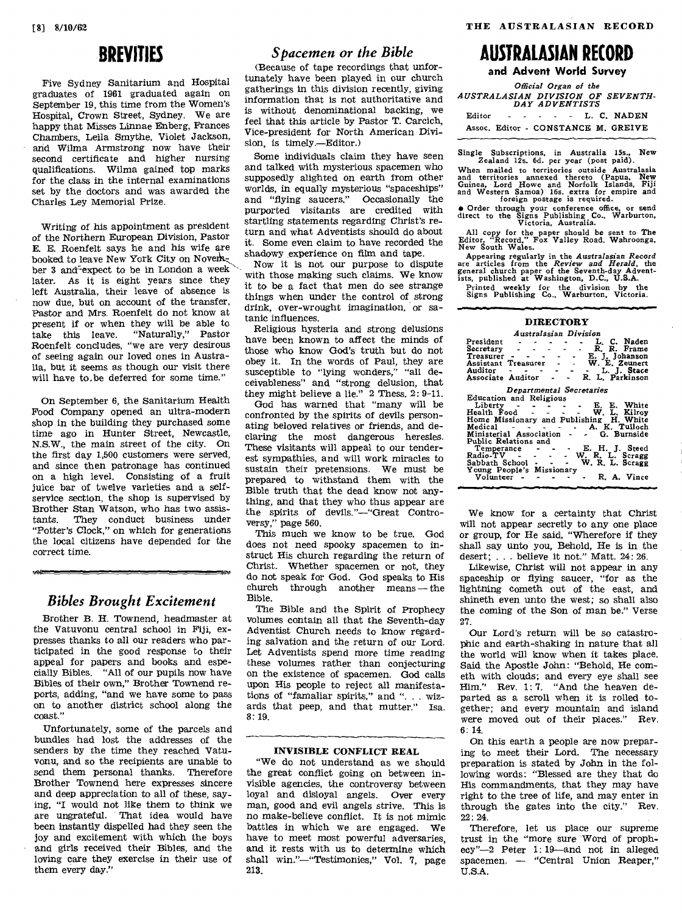# BREVITIES

Five Sydney Sanitarium and Hospital graduates of 1961 graduated again on September 19, this time from the Women's Hospital, Crown Street, Sydney. We are happy that Misses Linnae Enberg, Frances Chambers, Leila Smythe, Violet Jackson, and Wilma Armstrong now have their second certificate and higher nursing qualifications. Wilma gained top marks for the class in the internal examinations set by the doctors and was awarded the Charles Ley Memorial Prize.

Writing of his appointment as president of the Northern European Division, Pastor E. E. Roenfelt says he and his wife are booked to leave New York City on November 3 and expect to be in London a week later. As it is eight years since they left Australia, their leave of absence is now due, but on account of the transfer, Pastor and Mrs. Roenfelt do not know at present if or when they will be able to take this leave. "Naturally," Pastor Roenfelt concludes, "we are very desirous of seeing again our loved ones in Australia, but it seems as though our visit there will have to be deferred for some time."

On September 6, the Sanitarium Health Food Company opened an ultra-modern shop in the building they purchased some time ago in Hunter Street, Newcastle, N.S.W., the main street of the city. On the first day 1,500 customers were served, and since then patronage has continued on a high level. Consisting of a fruit juice bar of twelve varieties and a self-service section, the shop is supervised by Brother Stan Watson, who has two assistants. They conduct business under "Potter's Clock," on which for generations the local citizens have depended for the correct time.

## *Bibles Brought Excitement*

Brother B. H. Townend, headmaster at the Vatuvonu central school in Fiji, expresses thanks to all our readers who participated in the good response to their appeal for papers and books and especially Bibles. "All of our pupils now have Bibles of their own," Brother Townend reports, adding, "and we have some to pass on to another district school along the coast."

Unfortunately, some of the parcels and bundles had lost the addresses of the senders by the time they reached Vatuvonu, and so the recipients are unable to send them personal thanks. Therefore Brother Townend here expresses sincere and deep appreciation to all of these, saying, "I would not like them to think we are ungrateful. That idea would have been instantly dispelled had they seen the joy and excitement with which the boys and girls received their Bibles, and the loving care they exercise in their use of them every day."

## *Spacemen or the Bible*

(Because of tape recordings that unfortunately have been played in our church gatherings in this division recently, giving information that is not authoritative and is without denominational backing, we feel that this article by Pastor T. Carcich, Vice-president for North American Division, is timely.—Editor.)

Some individuals claim they have seen and talked with mysterious spacemen who supposedly alighted on earth from other worlds, in equally mysterious "spaceships" and "flying saucers." Occasionally the purported visitants are credited with startling statements regarding Christ's return and what Adventists should do about it. Some even claim to have recorded the shadowy experience on film and tape.

Now it is not our purpose to dispute with those making such claims. We know it to be a fact that men do see strange things when under the control of strong drink, over-wrought imagination, or satanic influences.

Religious hysteria and strong delusions have been known to affect the minds of those who know God's truth but do not obey it. In the words of Paul, they are susceptible to "lying wonders," "all deceivableness" and "strong delusion, that they might believe a lie." 2 Thess. 2: 9-11.

God has warned that "many will be confronted by the spirits of devils personating beloved relatives or friends, and declaring the most dangerous heresies. These visitants will appeal to our tenderest sympathies, and will work miracles to sustain their pretensions. We must be prepared to withstand them with the Bible truth that the dead know not anything, and that they who thus appear are the spirits of devils."—"Great Controversy," page 560.

This much we know to be true. God does not need spooky spacemen to instruct His church regarding the return of Christ. Whether spacemen or not, they do not speak for God. God speaks to His church through another means — the Bible.

The Bible and the Spirit of Prophecy volumes contain all that the Seventh-day Adventist Church needs to know regarding salvation and the return of our Lord. Let Adventists spend more time reading these volumes rather than conjecturing on the existence of spacemen. God calls upon His people to reject all manifestations of "familiar spirits," and ". . . wizards that peep, and that mutter." Isa. 8: 19.

### INVISIBLE CONFLICT REAL

"We do not understand as we should the great conflict going on between invisible agencies, the controversy between loyal and disloyal angels. Over every man, good and evil angels strive. This is no make-believe conflict. It is not mimic battles in which we are engaged. We have to meet most powerful adversaries, and it rests with us to determine which shall win."—"Testimonies," Vol. 7, page 213.

We know for a certainty that Christ will not appear secretly to any one place or group, for He said, "Wherefore if they shall say unto you, Behold, He is in the desert; . . . believe it not." Matt. 24: 26.

Likewise, Christ will not appear in any spaceship or flying saucer, "for as the lightning cometh out of the east, and shineth even unto the west; so shall also the coming of the Son of man be." Verse 27.

Our Lord's return will be so catastrophic and earth-shaking in nature that all the world will know when it takes place. Said the Apostle John: "Behold, He cometh with clouds; and every eye shall see Him." Rev. 1: 7. "And the heaven departed as a scroll when it is rolled together; and every mountain and island were moved out of their places." Rev. 6: 14.

On this earth a people are now preparing to meet their Lord. The necessary preparation is stated by John in the following words: "Blessed are they that do His commandments, that they may have right to the tree of life, and may enter in through the gates into the city." Rev. 22: 24.

Therefore, let us place our supreme trust in the "more sure Word of prophecy"—2 Peter 1: 19—and not in alleged spacemen. — "Central Union Reaper," U.S.A.

# AUSTRALASIAN RECORD

**and Advent World Survey**

*Official Organ of the*

*AUSTRALASIAN DIVISION OF SEVENTH-DAY ADVENTISTS*

Editor - - - - - L. C. NADEN

Assoc. Editor - CONSTANCE M. GREIVE

Single Subscriptions, in Australia 15s., New Zealand 12s. 6d. per year (post paid).

When mailed to territories outside Australasia and territories annexed thereto (Papua, New Guinea, Lord Howe and Norfolk Islands, Fiji and Western Samoa) 16s. extra for empire and foreign postage is required.

● Order through your conference office, or send direct to the Signs Publishing Co., Warburton, Victoria, Australia.

All copy for the paper should be sent to The Editor, "Record," Fox Valley Road, Wahroonga, New South Wales.

Appearing regularly in the *Australasian Record* are articles from the *Review and Herald*, the general church paper of the Seventh-day Adventists, published at Washington, D.C., U.S.A.

Printed weekly for the division by the Signs Publishing Co., Warburton, Victoria.

### DIRECTORY

*Australasian Division*

President - - - - - L. C. Naden
Secretary - - - - - R. R. Frame
Treasurer - - - - - E. J. Johanson
Assistant Treasurer - - W. E. Zeunert
Auditor - - - - - L. J. Stace
Associate Auditor - - R. L. Parkinson

*Departmental Secretaries*

Education and Religious Liberty - - - - - E. E. White
Health Food - - - - W. L. Kilroy
Home Missionary and Publishing H. White
Medical - - - - - A. K. Tulloch
Ministerial Association - - G. Burnside
Public Relations and Temperance - - - E. H. J. Steed
Radio-TV - - - - W. R. L. Scragg
Sabbath School - - - W. R. L. Scragg
Young People's Missionary Volunteer - - - - - R. A. Vince